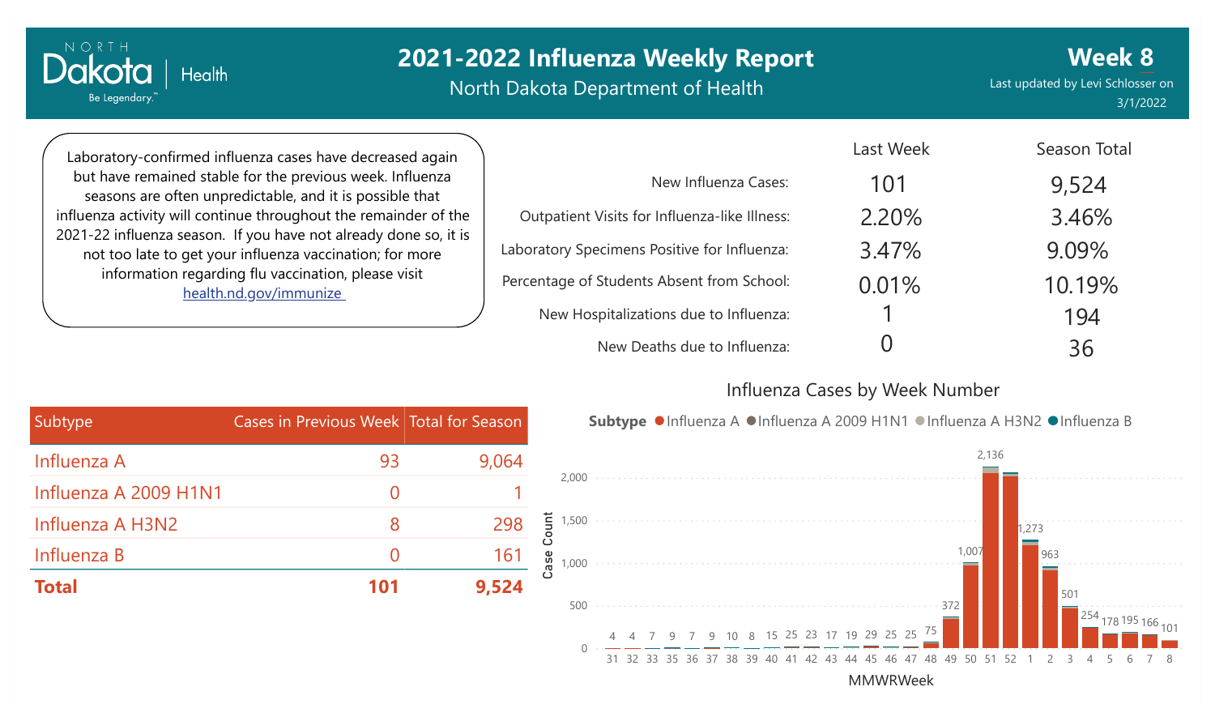# 2021-2022 Influenza Weekly Report

North Dakota Department of Health

**Week 8**

Last updated by Levi Schlosser on 3/1/2022

Laboratory-confirmed influenza cases have decreased again but have remained stable for the previous week. Influenza seasons are often unpredictable, and it is possible that influenza activity will continue throughout the remainder of the 2021-22 influenza season. If you have not already done so, it is not too late to get your influenza vaccination; for more information regarding flu vaccination, please visit [health.nd.gov/immunize](health.nd.gov/immunize)

| | Last Week | Season Total |
|---|---|---|
| New Influenza Cases: | 101 | 9,524 |
| Outpatient Visits for Influenza-like Illness: | 2.20% | 3.46% |
| Laboratory Specimens Positive for Influenza: | 3.47% | 9.09% |
| Percentage of Students Absent from School: | 0.01% | 10.19% |
| New Hospitalizations due to Influenza: | 1 | 194 |
| New Deaths due to Influenza: | 0 | 36 |

| Subtype | Cases in Previous Week | Total for Season |
|---|---|---|
| Influenza A | 93 | 9,064 |
| Influenza A 2009 H1N1 | 0 | 1 |
| Influenza A H3N2 | 8 | 298 |
| Influenza B | 0 | 161 |
| **Total** | **101** | **9,524** |

## Influenza Cases by Week Number

Subtype: Influenza A, Influenza A 2009 H1N1, Influenza A H3N2, Influenza B

| MMWRWeek | Case Count |
|---|---|
| 31 | 4 |
| 32 | 4 |
| 33 | 7 |
| 35 | 9 |
| 36 | 7 |
| 37 | 9 |
| 38 | 10 |
| 39 | 8 |
| 40 | 15 |
| 41 | 25 |
| 42 | 23 |
| 43 | 17 |
| 44 | 19 |
| 45 | 29 |
| 46 | 25 |
| 47 | 25 |
| 48 | 75 |
| 49 | 372 |
| 50 | 1,007 |
| 51 | 2,136 |
| 52 | |
| 1 | 1,273 |
| 2 | 963 |
| 3 | 501 |
| 4 | 254 |
| 5 | 178 |
| 6 | 195 |
| 7 | 166 |
| 8 | 101 |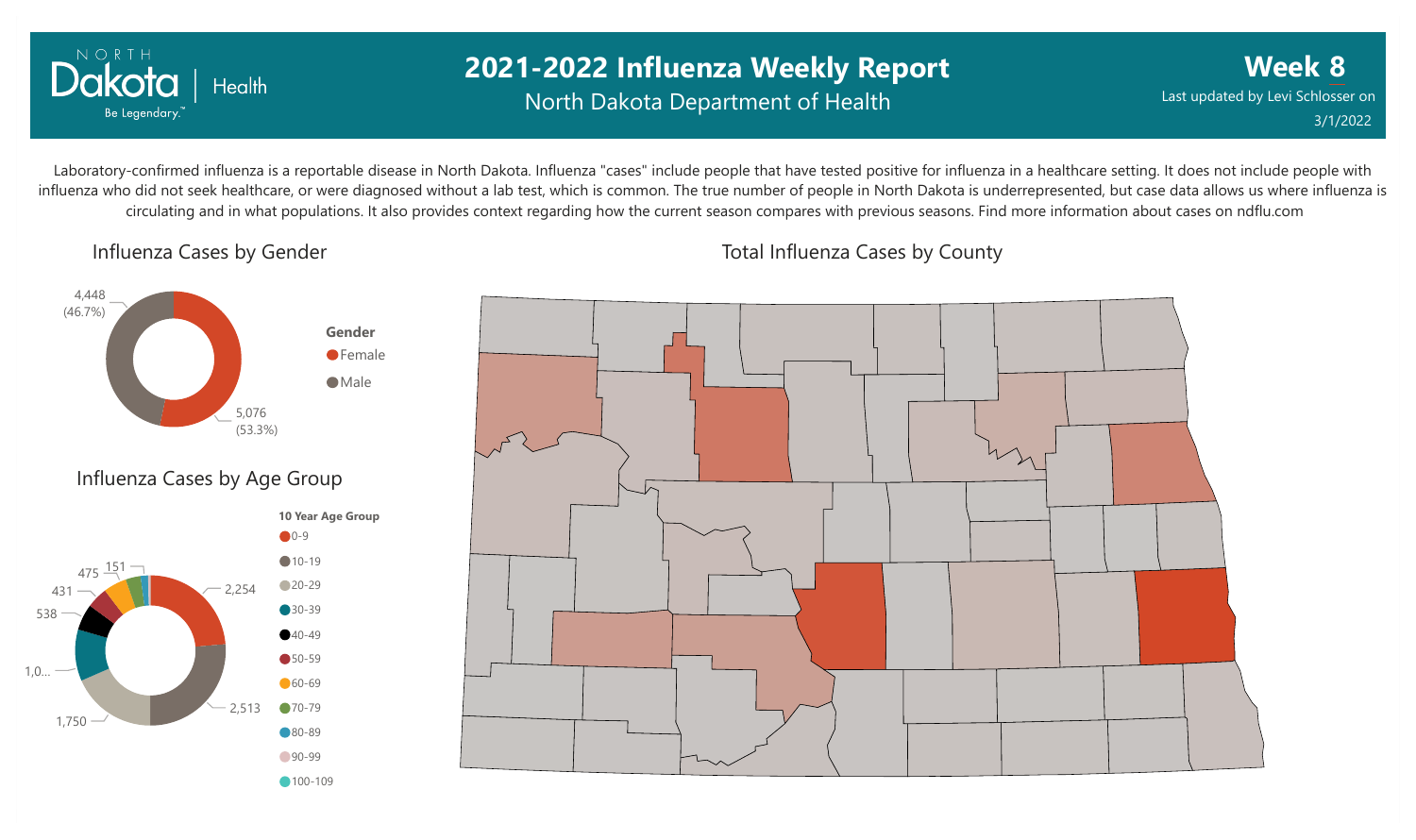# 2021-2022 Influenza Weekly Report

North Dakota Department of Health

**Week 8**

Last updated by Levi Schlosser on 3/1/2022

Laboratory-confirmed influenza is a reportable disease in North Dakota. Influenza "cases" include people that have tested positive for influenza in a healthcare setting. It does not include people with influenza who did not seek healthcare, or were diagnosed without a lab test, which is common. The true number of people in North Dakota is underrepresented, but case data allows us where influenza is circulating and in what populations. It also provides context regarding how the current season compares with previous seasons. Find more information about cases on ndflu.com

## Influenza Cases by Gender

| Gender | Cases |
| --- | --- |
| Female | 5,076 (53.3%) |
| Male | 4,448 (46.7%) |

## Influenza Cases by Age Group

10 Year Age Group: 0-9, 10-19, 20-29, 30-39, 40-49, 50-59, 60-69, 70-79, 80-89, 90-99, 100-109

Chart labels: 2,254; 2,513; 1,750; 1,0...; 538; 431; 475; 151

## Total Influenza Cases by County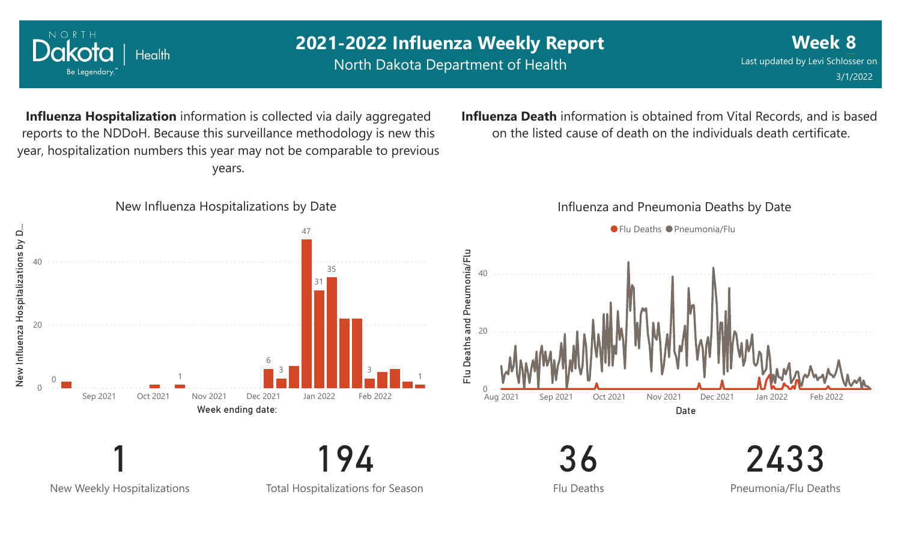# 2021-2022 Influenza Weekly Report

North Dakota Department of Health

**Week 8**

Last updated by Levi Schlosser on 3/1/2022

**Influenza Hospitalization** information is collected via daily aggregated reports to the NDDoH. Because this surveillance methodology is new this year, hospitalization numbers this year may not be comparable to previous years.

**Influenza Death** information is obtained from Vital Records, and is based on the listed cause of death on the individuals death certificate.

New Influenza Hospitalizations by Date

Influenza and Pneumonia Deaths by Date

| 1 | 194 | 36 | 2433 |
|---|---|---|---|
| New Weekly Hospitalizations | Total Hospitalizations for Season | Flu Deaths | Pneumonia/Flu Deaths |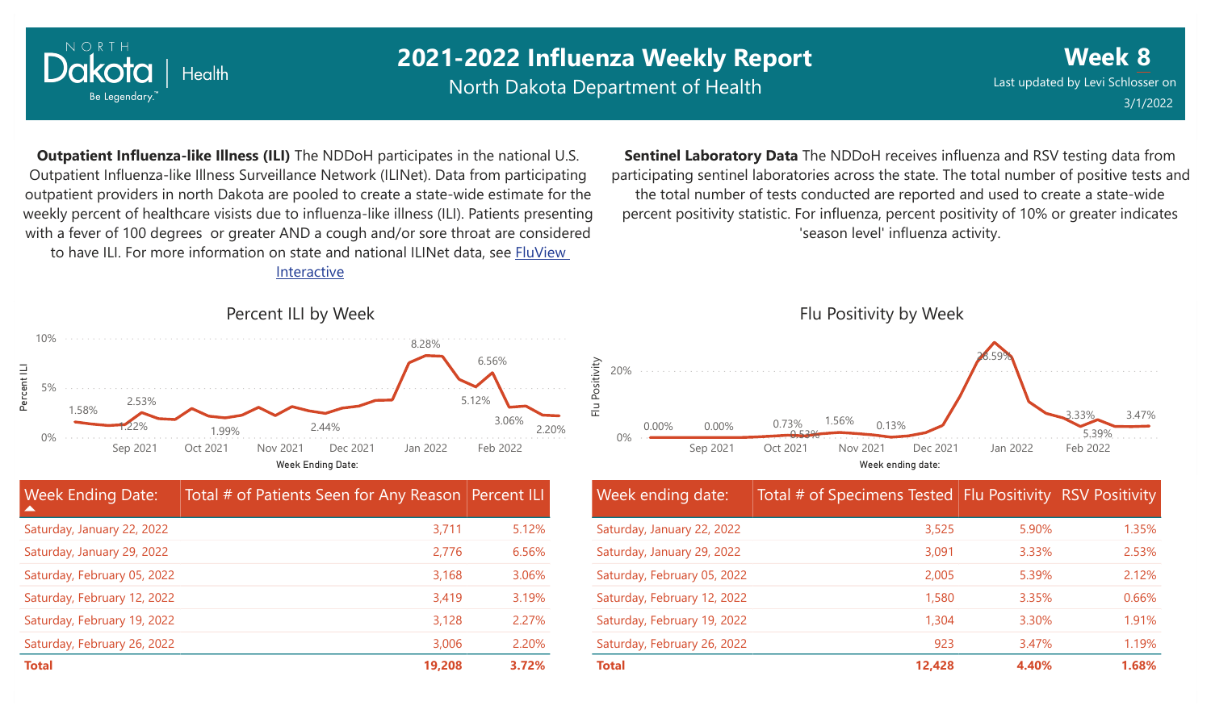# 2021-2022 Influenza Weekly Report

North Dakota Department of Health

**Week 8**

Last updated by Levi Schlosser on 3/1/2022

**Outpatient Influenza-like Illness (ILI)** The NDDoH participates in the national U.S. Outpatient Influenza-like Illness Surveillance Network (ILINet). Data from participating outpatient providers in north Dakota are pooled to create a state-wide estimate for the weekly percent of healthcare visists due to influenza-like illness (ILI). Patients presenting with a fever of 100 degrees or greater AND a cough and/or sore throat are considered to have ILI. For more information on state and national ILINet data, see FluView Interactive

**Sentinel Laboratory Data** The NDDoH receives influenza and RSV testing data from participating sentinel laboratories across the state. The total number of positive tests and the total number of tests conducted are reported and used to create a state-wide percent positivity statistic. For influenza, percent positivity of 10% or greater indicates 'season level' influenza activity.

## Percent ILI by Week

| Week Ending Date: | Total # of Patients Seen for Any Reason | Percent ILI |
|---|---|---|
| Saturday, January 22, 2022 | 3,711 | 5.12% |
| Saturday, January 29, 2022 | 2,776 | 6.56% |
| Saturday, February 05, 2022 | 3,168 | 3.06% |
| Saturday, February 12, 2022 | 3,419 | 3.19% |
| Saturday, February 19, 2022 | 3,128 | 2.27% |
| Saturday, February 26, 2022 | 3,006 | 2.20% |
| **Total** | **19,208** | **3.72%** |

## Flu Positivity by Week

| Week ending date: | Total # of Specimens Tested | Flu Positivity | RSV Positivity |
|---|---|---|---|
| Saturday, January 22, 2022 | 3,525 | 5.90% | 1.35% |
| Saturday, January 29, 2022 | 3,091 | 3.33% | 2.53% |
| Saturday, February 05, 2022 | 2,005 | 5.39% | 2.12% |
| Saturday, February 12, 2022 | 1,580 | 3.35% | 0.66% |
| Saturday, February 19, 2022 | 1,304 | 3.30% | 1.91% |
| Saturday, February 26, 2022 | 923 | 3.47% | 1.19% |
| **Total** | **12,428** | **4.40%** | **1.68%** |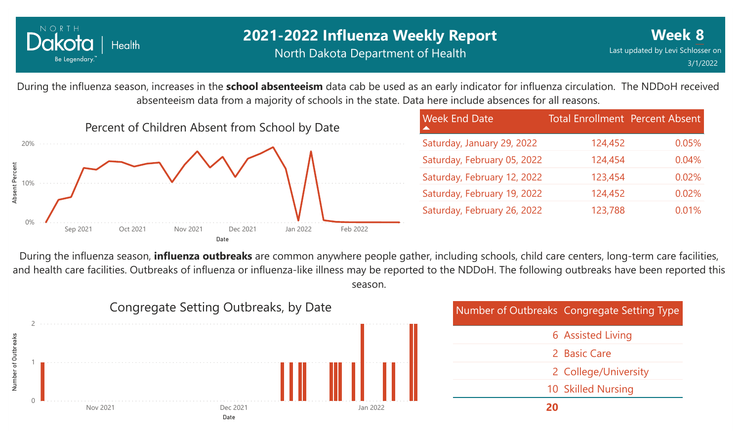# 2021-2022 Influenza Weekly Report

North Dakota Department of Health

**Week 8**

Last updated by Levi Schlosser on 3/1/2022

During the influenza season, increases in the **school absenteeism** data cab be used as an early indicator for influenza circulation. The NDDoH received absenteeism data from a majority of schools in the state. Data here include absences for all reasons.

Percent of Children Absent from School by Date

| Week End Date | Total Enrollment | Percent Absent |
|---|---|---|
| Saturday, January 29, 2022 | 124,452 | 0.05% |
| Saturday, February 05, 2022 | 124,454 | 0.04% |
| Saturday, February 12, 2022 | 123,454 | 0.02% |
| Saturday, February 19, 2022 | 124,452 | 0.02% |
| Saturday, February 26, 2022 | 123,788 | 0.01% |

During the influenza season, **influenza outbreaks** are common anywhere people gather, including schools, child care centers, long-term care facilities, and health care facilities. Outbreaks of influenza or influenza-like illness may be reported to the NDDoH. The following outbreaks have been reported this season.

Congregate Setting Outbreaks, by Date

| Number of Outbreaks | Congregate Setting Type |
|---|---|
| 6 | Assisted Living |
| 2 | Basic Care |
| 2 | College/University |
| 10 | Skilled Nursing |
| **20** | |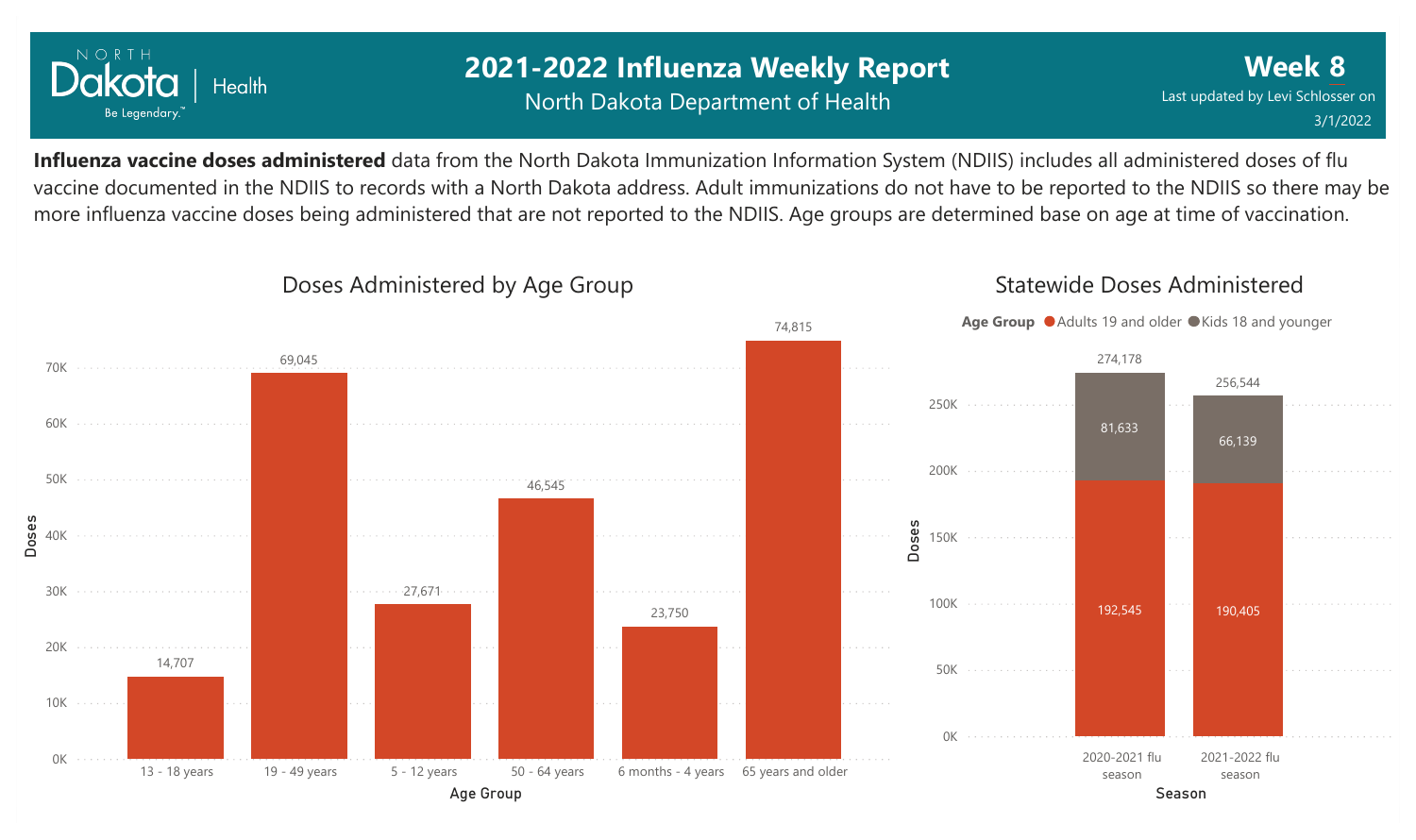# 2021-2022 Influenza Weekly Report

North Dakota Department of Health

**Week 8**

Last updated by Levi Schlosser on 3/1/2022

**Influenza vaccine doses administered** data from the North Dakota Immunization Information System (NDIIS) includes all administered doses of flu vaccine documented in the NDIIS to records with a North Dakota address. Adult immunizations do not have to be reported to the NDIIS so there may be more influenza vaccine doses being administered that are not reported to the NDIIS. Age groups are determined base on age at time of vaccination.

## Doses Administered by Age Group

| Age Group | Doses |
|---|---|
| 13 - 18 years | 14,707 |
| 19 - 49 years | 69,045 |
| 5 - 12 years | 27,671 |
| 50 - 64 years | 46,545 |
| 6 months - 4 years | 23,750 |
| 65 years and older | 74,815 |

## Statewide Doses Administered

| Season | Adults 19 and older | Kids 18 and younger | Total |
|---|---|---|---|
| 2020-2021 flu season | 192,545 | 81,633 | 274,178 |
| 2021-2022 flu season | 190,405 | 66,139 | 256,544 |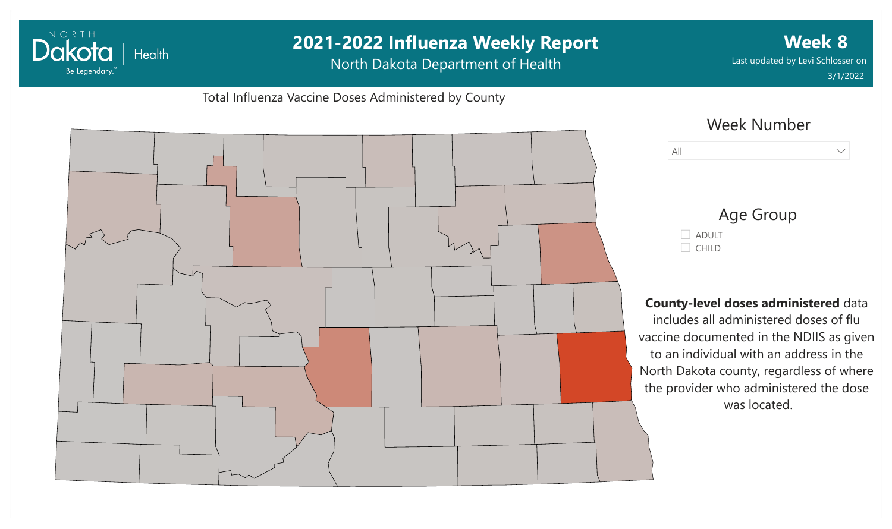# 2021-2022 Influenza Weekly Report

North Dakota Department of Health

**Week 8**

Last updated by Levi Schlosser on 3/1/2022

Total Influenza Vaccine Doses Administered by County

Week Number

All

Age Group

- ADULT
- CHILD

**County-level doses administered** data includes all administered doses of flu vaccine documented in the NDIIS as given to an individual with an address in the North Dakota county, regardless of where the provider who administered the dose was located.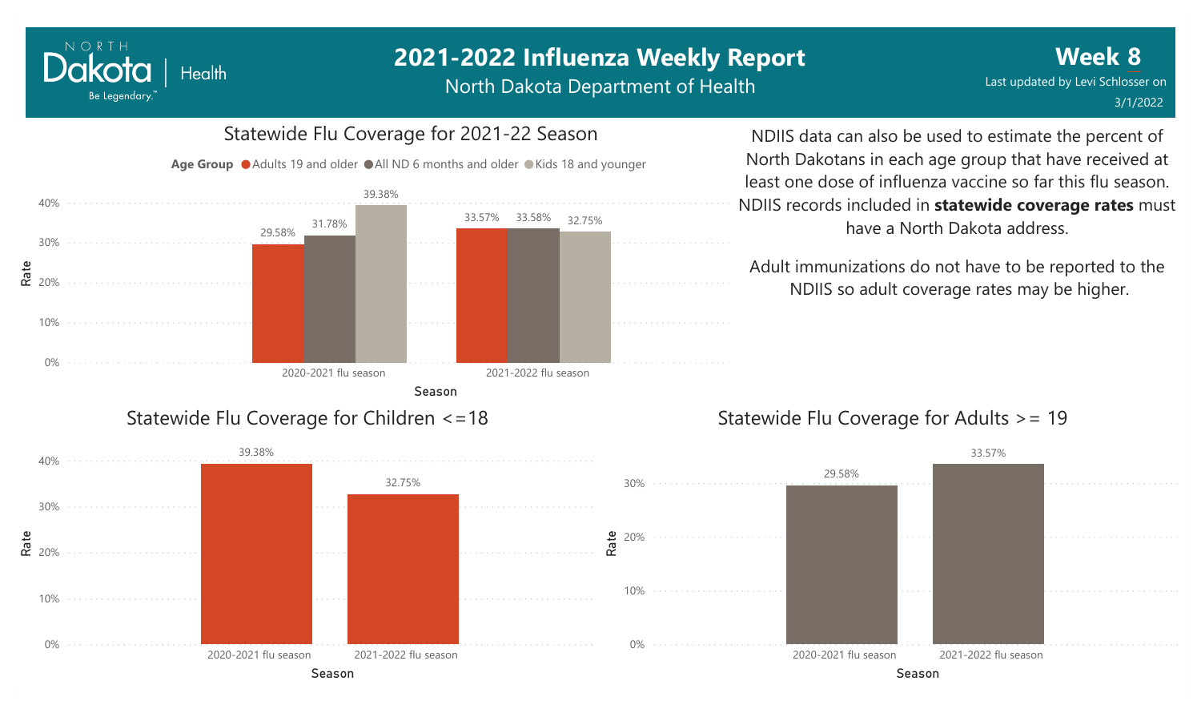# 2021-2022 Influenza Weekly Report

North Dakota Department of Health

**Week 8**

Last updated by Levi Schlosser on 3/1/2022

## Statewide Flu Coverage for 2021-22 Season

| Season | Adults 19 and older | All ND 6 months and older | Kids 18 and younger |
| --- | --- | --- | --- |
| 2020-2021 flu season | 29.58% | 31.78% | 39.38% |
| 2021-2022 flu season | 33.57% | 33.58% | 32.75% |

NDIIS data can also be used to estimate the percent of North Dakotans in each age group that have received at least one dose of influenza vaccine so far this flu season. NDIIS records included in **statewide coverage rates** must have a North Dakota address.

Adult immunizations do not have to be reported to the NDIIS so adult coverage rates may be higher.

## Statewide Flu Coverage for Children <=18

| Season | Rate |
| --- | --- |
| 2020-2021 flu season | 39.38% |
| 2021-2022 flu season | 32.75% |

## Statewide Flu Coverage for Adults >= 19

| Season | Rate |
| --- | --- |
| 2020-2021 flu season | 29.58% |
| 2021-2022 flu season | 33.57% |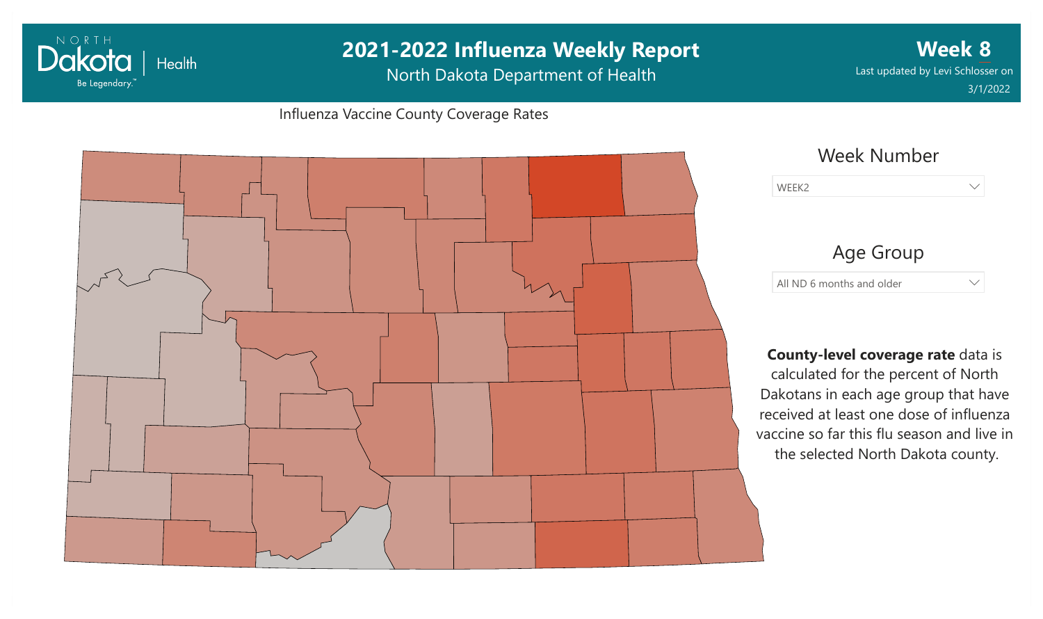NORTH Dakota | Health
Be Legendary.™

# 2021-2022 Influenza Weekly Report

North Dakota Department of Health

**Week 8**

Last updated by Levi Schlosser on 3/1/2022

## Influenza Vaccine County Coverage Rates

### Week Number

WEEK2

### Age Group

All ND 6 months and older

**County-level coverage rate** data is calculated for the percent of North Dakotans in each age group that have received at least one dose of influenza vaccine so far this flu season and live in the selected North Dakota county.